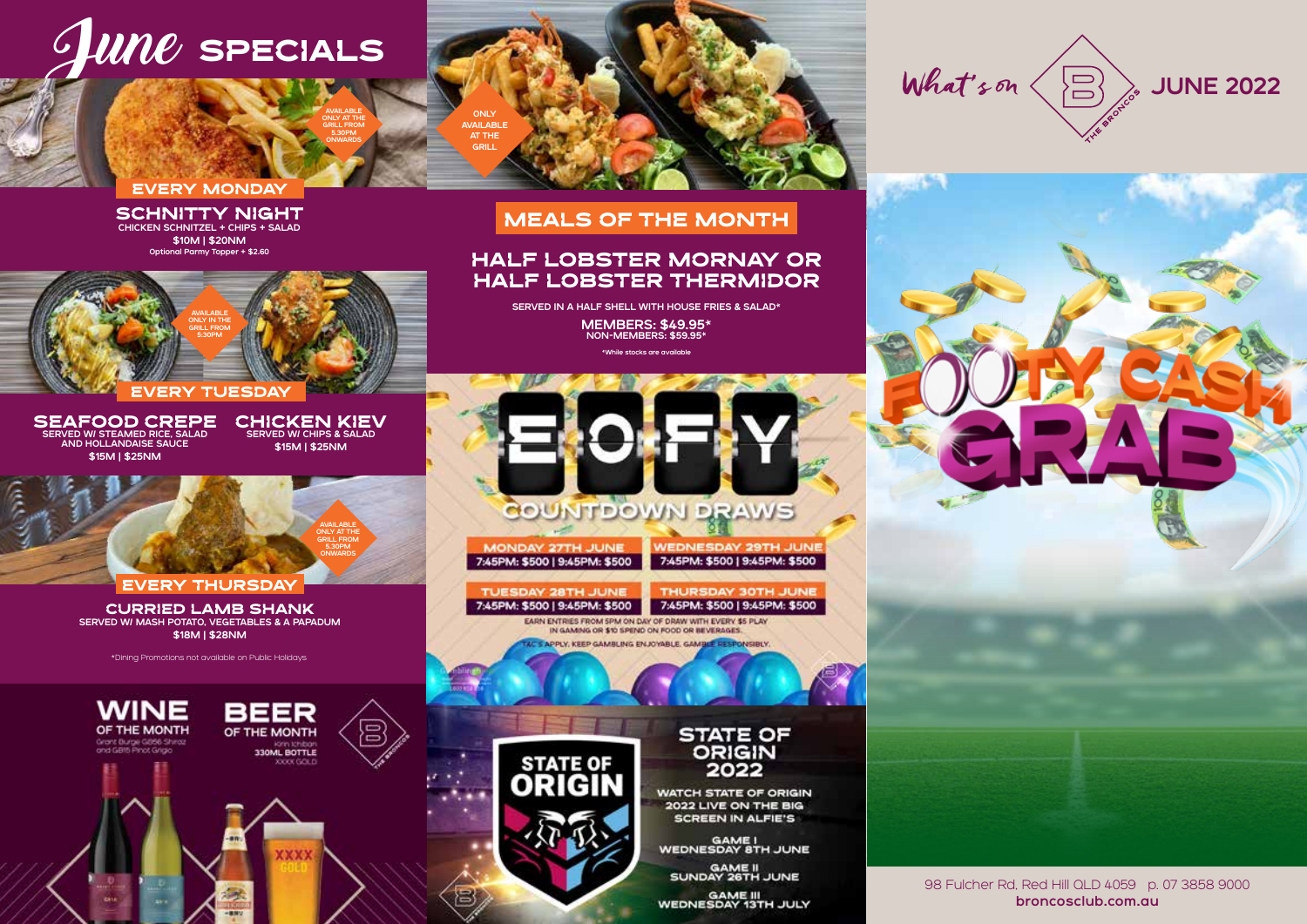# June SPECIALS

AVAILABLE ONLY AT THE GRILL FROM 5.30PM ONWARDS

## EVERY MONDAY

### SCHNITTY NIGHT

CHICKEN SCHNITZEL + CHIPS + SALAD

**$10M | $20NM**

Optional Parmy Topper + $2.60

AVAILABLE ONLY IN THE GRILL FROM 5:30PM

## EVERY TUESDAY

### SEAFOOD CREPE

SERVED W/ STEAMED RICE, SALAD AND HOLLANDAISE SAUCE

**$15M | $25NM**

### CHICKEN KIEV

SERVED W/ CHIPS & SALAD

**$15M | $25NM**

AVAILABLE ONLY AT THE GRILL FROM 5.30PM ONWARDS

## EVERY THURSDAY

### CURRIED LAMB SHANK

SERVED W/ MASH POTATO, VEGETABLES & A PAPADUM

**$18M | $28NM**

*Dining Promotions not available on Public Holidays

## WINE OF THE MONTH

Grant Burge GB56 Shiraz and GB15 Pinot Grigio

## BEER OF THE MONTH

Kirin Ichiban 330ML BOTTLE XXXX GOLD

ONLY AVAILABLE AT THE GRILL

## MEALS OF THE MONTH

### HALF LOBSTER MORNAY OR HALF LOBSTER THERMIDOR

SERVED IN A HALF SHELL WITH HOUSE FRIES & SALAD*

**MEMBERS: $49.95***
NON-MEMBERS: $59.95*

*While stocks are available

## EOFY COUNTDOWN DRAWS

| | |
|---|---|
| MONDAY 27TH JUNE | WEDNESDAY 29TH JUNE |
| 7:45PM: $500 \| 9:45PM: $500 | 7:45PM: $500 \| 9:45PM: $500 |
| TUESDAY 28TH JUNE | THURSDAY 30TH JUNE |
| 7:45PM: $500 \| 9:45PM: $500 | 7:45PM: $500 \| 9:45PM: $500 |

EARN ENTRIES FROM 5PM ON DAY OF DRAW WITH EVERY $5 PLAY IN GAMING OR $10 SPEND ON FOOD OR BEVERAGES.

T&C'S APPLY. KEEP GAMBLING ENJOYABLE. GAMBLE RESPONSIBLY.

## STATE OF ORIGIN 2022

WATCH STATE OF ORIGIN 2022 LIVE ON THE BIG SCREEN IN ALFIE'S

GAME I
WEDNESDAY 8TH JUNE

GAME II
SUNDAY 26TH JUNE

GAME III
WEDNESDAY 13TH JULY

# What's on JUNE 2022

THE BRONCOS

## FOOTY CASH GRAB

98 Fulcher Rd, Red Hill QLD 4059 p. 07 3858 9000
**broncosclub.com.au**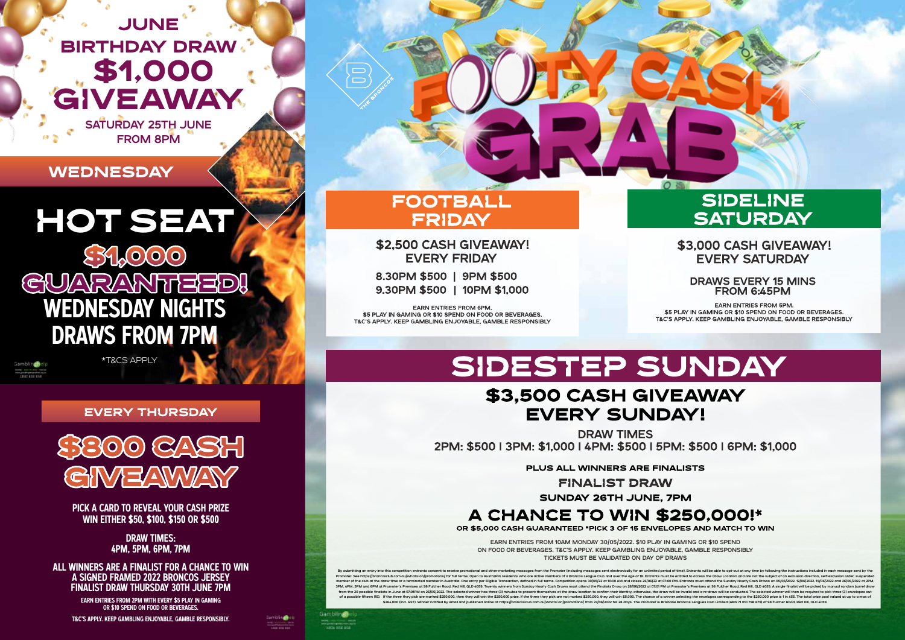# JUNE BIRTHDAY DRAW $1,000 GIVEAWAY

SATURDAY 25TH JUNE
FROM 8PM

## WEDNESDAY

# HOT SEAT

## $1,000 GUARANTEED!

WEDNESDAY NIGHTS
DRAWS FROM 7PM

*T&CS APPLY

## EVERY THURSDAY

# $800 CASH GIVEAWAY

PICK A CARD TO REVEAL YOUR CASH PRIZE
WIN EITHER $50, $100, $150 OR $500

DRAW TIMES:
4PM, 5PM, 6PM, 7PM

ALL WINNERS ARE A FINALIST FOR A CHANCE TO WIN A SIGNED FRAMED 2022 BRONCOS JERSEY
FINALIST DRAW THURSDAY 30TH JUNE 7PM

EARN ENTRIES FROM 2PM WITH EVERY $5 PLAY IN GAMING OR $10 SPEND ON FOOD OR BEVERAGES.

T&C'S APPLY. KEEP GAMBLING ENJOYABLE, GAMBLE RESPONSIBLY.

THE BRONCOS

# FOOTY CASH GRAB

## FOOTBALL FRIDAY

$2,500 CASH GIVEAWAY!
EVERY FRIDAY

8.30PM $500 | 9PM $500
9.30PM $500 | 10PM $1,000

EARN ENTRIES FROM 6PM.
$5 PLAY IN GAMING OR $10 SPEND ON FOOD OR BEVERAGES.
T&C'S APPLY. KEEP GAMBLING ENJOYABLE, GAMBLE RESPONSIBLY

## SIDELINE SATURDAY

$3,000 CASH GIVEAWAY!
EVERY SATURDAY

DRAWS EVERY 15 MINS
FROM 6:45PM

EARN ENTRIES FROM 5PM.
$5 PLAY IN GAMING OR $10 SPEND ON FOOD OR BEVERAGES.
T&C'S APPLY. KEEP GAMBLING ENJOYABLE, GAMBLE RESPONSIBLY

## SIDESTEP SUNDAY

### $3,500 CASH GIVEAWAY EVERY SUNDAY!

DRAW TIMES
2PM: $500 | 3PM: $1,000 | 4PM: $500 | 5PM: $500 | 6PM: $1,000

PLUS ALL WINNERS ARE FINALISTS

FINALIST DRAW

SUNDAY 26TH JUNE, 7PM

### A CHANCE TO WIN $250,000!*

OR $5,000 CASH GUARANTEED *PICK 3 OF 15 ENVELOPES AND MATCH TO WIN

EARN ENTRIES FROM 10AM MONDAY 30/05/2022. $10 PLAY IN GAMING OR $10 SPEND ON FOOD OR BEVERAGES. T&C'S APPLY. KEEP GAMBLING ENJOYABLE, GAMBLE RESPONSIBLY
TICKETS MUST BE VALIDATED ON DAY OF DRAWS

By submitting an entry into this competition entrants consent to receive promotional and other marketing messages from the Promoter (including messages sent electronically for an unlimited period of time). Entrants will be able to opt-out at any time by following the instructions included in each message sent by the Promoter. See https://broncosclub.com.au/whats-on/promotions/ for full terms. Open to Australian residents who are active members of a Broncos League Club and over the age of 18. Entrants must be entitled to access the Draw Location and are not the subject of an exclusion direction, self-exclusion order, suspended member of the club at the draw time or a terminated member in Australia. One entry per Eligible Transaction, defined in full terms. Competition opens 30/05/22 at 10:00 AM and closes 26/06/22 at 07:00 PM. Entrants must attend the Sunday Hourly Cash Draws on 05/06/2022, 12/06/2022, 19/06/2022 and 26/06/2022 at 2PM, 3PM, 4PM, 5PM and 6PM at Promoter's Premises at 98 Fulcher Road, Red Hill, QLD 4059. Twenty winners from Sunday Hourly Cash Draws must attend the Finalists Draw on 26/06/2022 at 07:01 PM at Promoter's Premises at 98 Fulcher Road, Red Hill, QLD 4059. A single finalist will be picked by manual random barrel draw from the 20 possible finalists in June at 07:01PM on 26/06/2022. The selected winner has three (3) minutes to present themselves at the draw location to confirm their identity, otherwise, the draw will be invalid and a re-draw will be conducted. The selected winner will then be required to pick three (3) envelopes out of a possible fifteen (15). If the three they pick are marked $250,000, then they will win the $250,000 prize. If the three they pick are not marked $250,000, they will win $5,000. The chance of a winner selecting the envelopes corresponding to the $250,000 prize is 1 in 455. The total prize pool valued at up to a max of $264,000 (incl. GST). Winner notified by email and published online at https://broncosclub.com.au/whats-on/promotions/ from 27/06/2022 for 28 days. The Promoter is Brisbane Broncos Leagues Club Limited (ABN 71 010 798 679) of 98 Fulcher Road, Red Hill, QLD 4059.